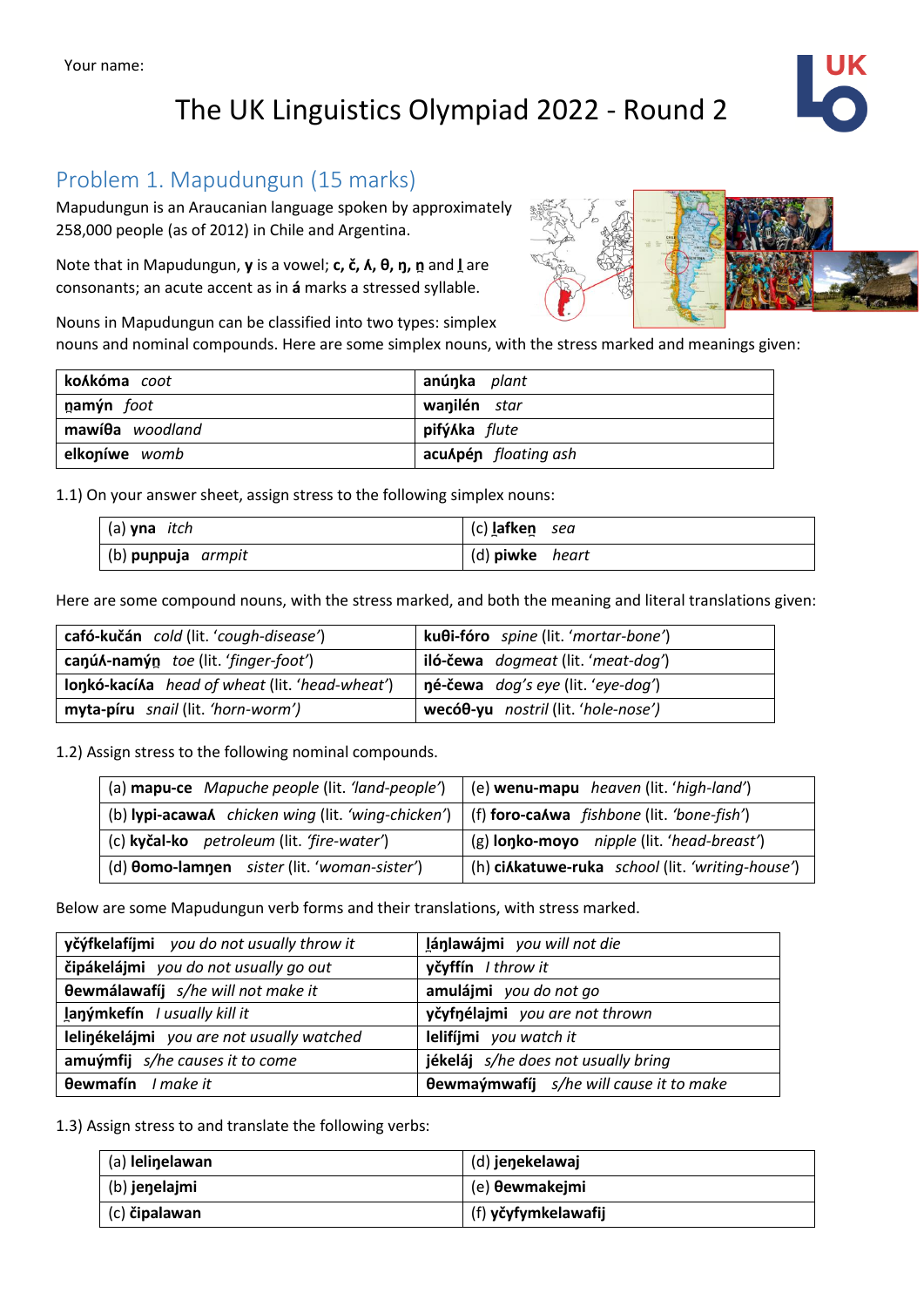Your name:

# The UK Linguistics Olympiad 2022 - Round 2

## Problem 1. Mapudungun (15 marks)

Mapudungun is an Araucanian language spoken by approximately 258,000 people (as of 2012) in Chile and Argentina.

Note that in Mapudungun, **y** is a vowel; **c, č, ʎ, θ, ŋ, n̪** and **l̪** are consonants; an acute accent as in **á** marks a stressed syllable.

Nouns in Mapudungun can be classified into two types: simplex nouns and nominal compounds. Here are some simplex nouns, with the stress marked and meanings given:

| | |
|---|---|
| **koʎkóma** *coot* | **anúŋka** *plant* |
| **n̪amýn** *foot* | **waŋilén** *star* |
| **mawíθa** *woodland* | **pifýʎka** *flute* |
| **elkoŋíwe** *womb* | **acuʎpéŋ** *floating ash* |

1.1) On your answer sheet, assign stress to the following simplex nouns:

| | |
|---|---|
| (a) **yna** *itch* | (c) **l̪afken̪** *sea* |
| (b) **puŋpuja** *armpit* | (d) **piwke** *heart* |

Here are some compound nouns, with the stress marked, and both the meaning and literal translations given:

| | |
|---|---|
| **cafó-kučán** *cold* (lit. '*cough-disease'*) | **kuθi-fóro** *spine* (lit. '*mortar-bone'*) |
| **caŋúʎ-namýn̪** *toe* (lit. '*finger-foot'*) | **iló-čewa** *dogmeat* (lit. '*meat-dog'*) |
| **loŋkó-kacíʎa** *head of wheat* (lit. '*head-wheat'*) | **ŋé-čewa** *dog's eye* (lit. '*eye-dog'*) |
| **myta-píru** *snail* (lit. '*horn-worm'*) | **wecóθ-yu** *nostril* (lit. '*hole-nose'*) |

1.2) Assign stress to the following nominal compounds.

| | |
|---|---|
| (a) **mapu-ce** *Mapuche people* (lit. '*land-people'*) | (e) **wenu-mapu** *heaven* (lit. '*high-land'*) |
| (b) **lypi-acawaʎ** *chicken wing* (lit. '*wing-chicken'*) | (f) **foro-caʎwa** *fishbone* (lit. '*bone-fish'*) |
| (c) **kyčal-ko** *petroleum* (lit. '*fire-water'*) | (g) **loŋko-moyo** *nipple* (lit. '*head-breast'*) |
| (d) **θomo-lamŋen** *sister* (lit. '*woman-sister'*) | (h) **ciʎkatuwe-ruka** *school* (lit. '*writing-house'*) |

Below are some Mapudungun verb forms and their translations, with stress marked.

| | |
|---|---|
| **yčýfkelafíjmi** *you do not usually throw it* | **l̪áŋlawájmi** *you will not die* |
| **čipákelájmi** *you do not usually go out* | **yčyffín** *I throw it* |
| **θewmálawafíj** *s/he will not make it* | **amulájmi** *you do not go* |
| **l̪aŋýmkefín** *I usually kill it* | **yčyfŋélajmi** *you are not thrown* |
| **leliŋékelájmi** *you are not usually watched* | **lelifíjmi** *you watch it* |
| **amuýmfij** *s/he causes it to come* | **jékeláj** *s/he does not usually bring* |
| **θewmafín** *I make it* | **θewmaýmwafíj** *s/he will cause it to make* |

1.3) Assign stress to and translate the following verbs:

| | |
|---|---|
| (a) **leliŋelawan** | (d) **jeŋekelawaj** |
| (b) **jeŋelajmi** | (e) **θewmakejmi** |
| (c) **čipalawan** | (f) **yčyfymkelawafij** |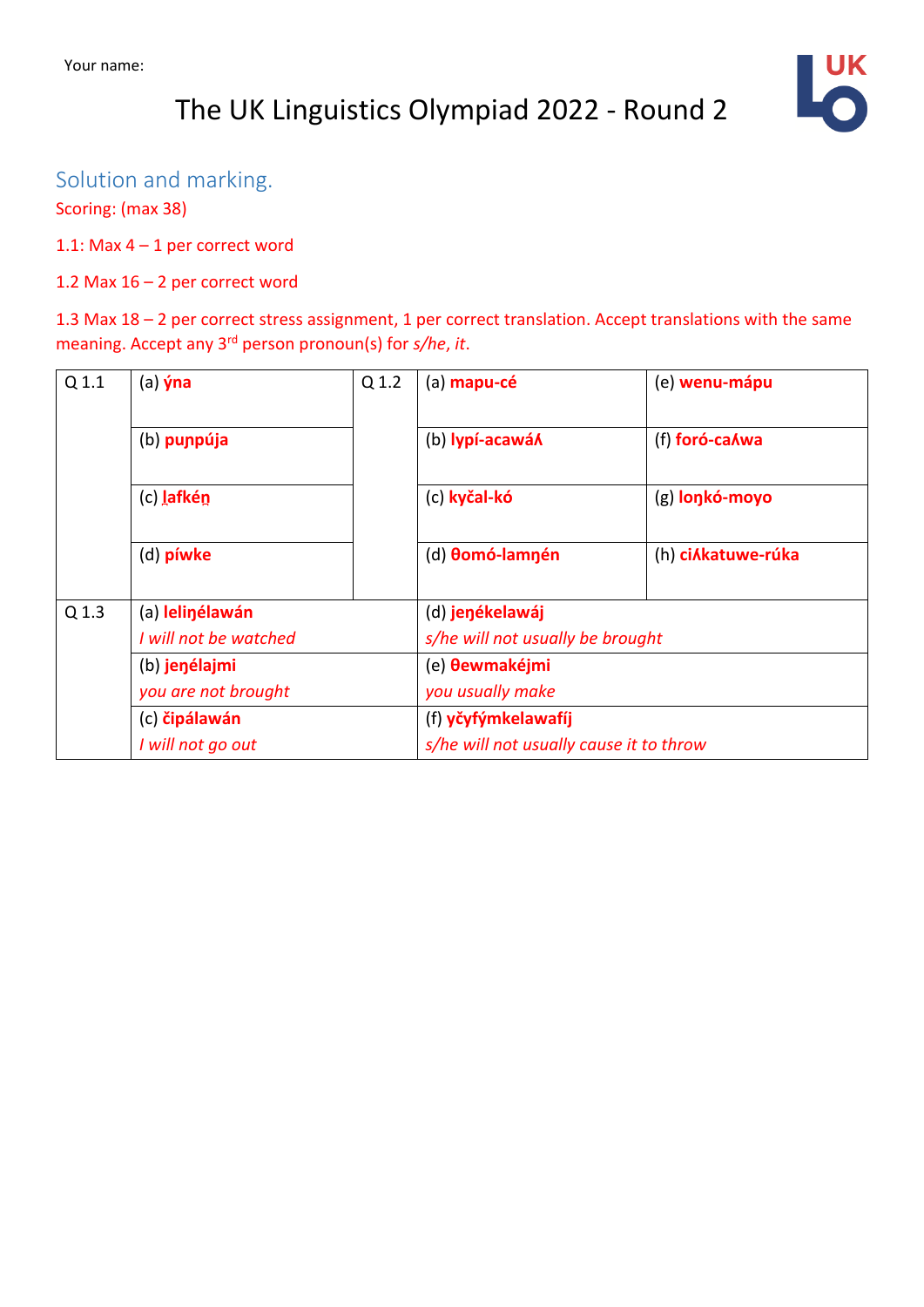Your name:

# The UK Linguistics Olympiad 2022 - Round 2

## Solution and marking.

Scoring: (max 38)

1.1: Max 4 – 1 per correct word

1.2 Max 16 – 2 per correct word

1.3 Max 18 – 2 per correct stress assignment, 1 per correct translation. Accept translations with the same meaning. Accept any 3rd person pronoun(s) for *s/he*, *it*.

| Q 1.1 | | Q 1.2 | | |
|---|---|---|---|---|
| | (a) **ýna** | | (a) **mapu-cé** | (e) **wenu-mápu** |
| | (b) **puɲpúja** | | (b) **lypí-acawáʎ** | (f) **foró-caʎwa** |
| | (c) **l̪afkén̪** | | (c) **kyčal-kó** | (g) **loŋkó-moyo** |
| | (d) **píwke** | | (d) **θomó-lamŋén** | (h) **ciʎkatuwe-rúka** |

| Q 1.3 | | |
|---|---|---|
| | (a) **leliŋélawán** *I will not be watched* | (d) **jeŋékelawáj** *s/he will not usually be brought* |
| | (b) **jeŋélajmi** *you are not brought* | (e) **θewmakéjmi** *you usually make* |
| | (c) **čipálawán** *I will not go out* | (f) **yčyfýmkelawafíj** *s/he will not usually cause it to throw* |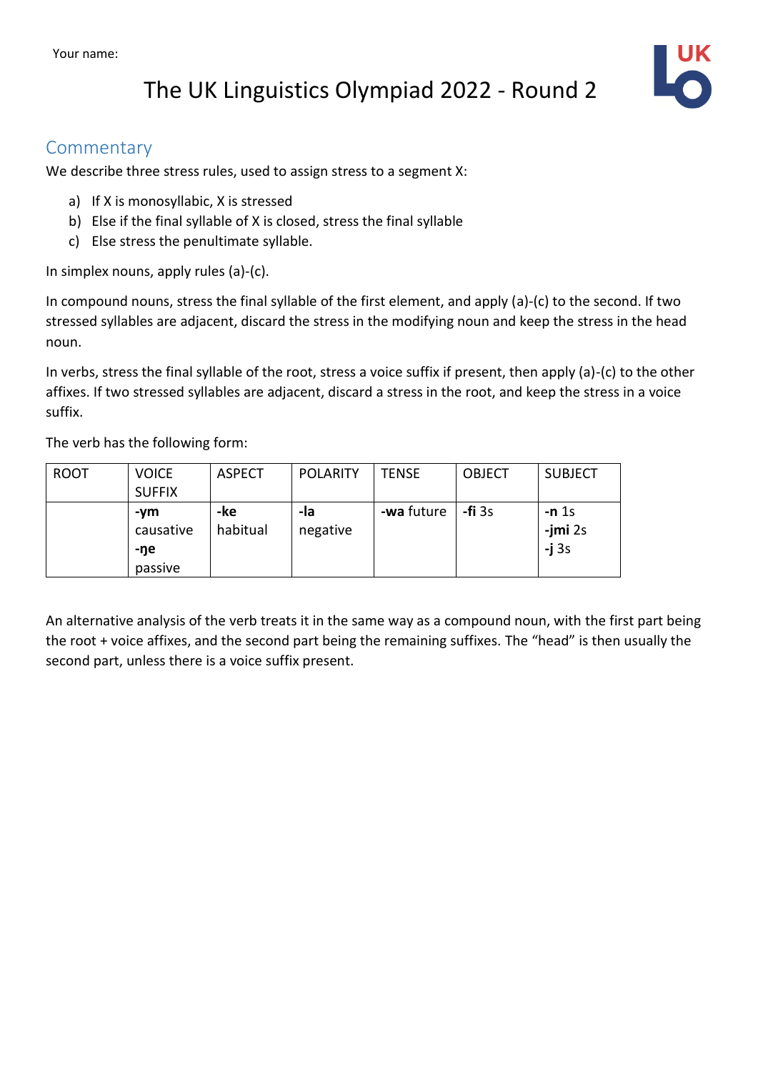Your name:

# The UK Linguistics Olympiad 2022 - Round 2

## Commentary

We describe three stress rules, used to assign stress to a segment X:

a) If X is monosyllabic, X is stressed
b) Else if the final syllable of X is closed, stress the final syllable
c) Else stress the penultimate syllable.

In simplex nouns, apply rules (a)-(c).

In compound nouns, stress the final syllable of the first element, and apply (a)-(c) to the second. If two stressed syllables are adjacent, discard the stress in the modifying noun and keep the stress in the head noun.

In verbs, stress the final syllable of the root, stress a voice suffix if present, then apply (a)-(c) to the other affixes. If two stressed syllables are adjacent, discard a stress in the root, and keep the stress in a voice suffix.

The verb has the following form:

| ROOT | VOICE SUFFIX | ASPECT | POLARITY | TENSE | OBJECT | SUBJECT |
|---|---|---|---|---|---|---|
| | **-ym** causative<br>**-ŋe** passive | **-ke** habitual | **-la** negative | **-wa** future | **-fi** 3s | **-n** 1s<br>**-jmi** 2s<br>**-j** 3s |

An alternative analysis of the verb treats it in the same way as a compound noun, with the first part being the root + voice affixes, and the second part being the remaining suffixes. The "head" is then usually the second part, unless there is a voice suffix present.